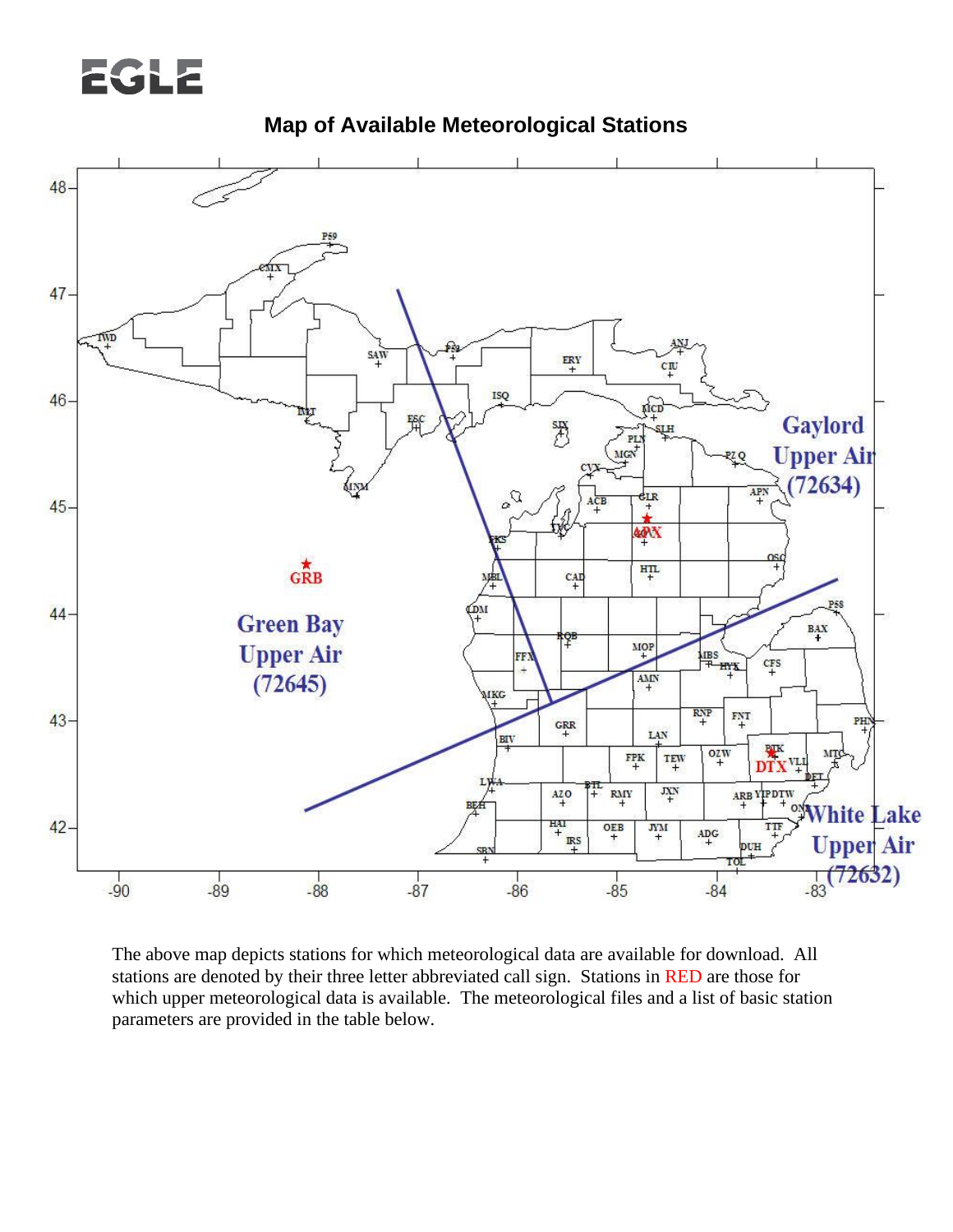## Map of Available Meteorological Stations

The above map depicts stations for which meteorological data are available for download. All stations are denoted by their three letter abbreviated call sign. Stations in RED are those for which upper meteorological data is available. The meteorological files and a list of basic station parameters are provided in the table below.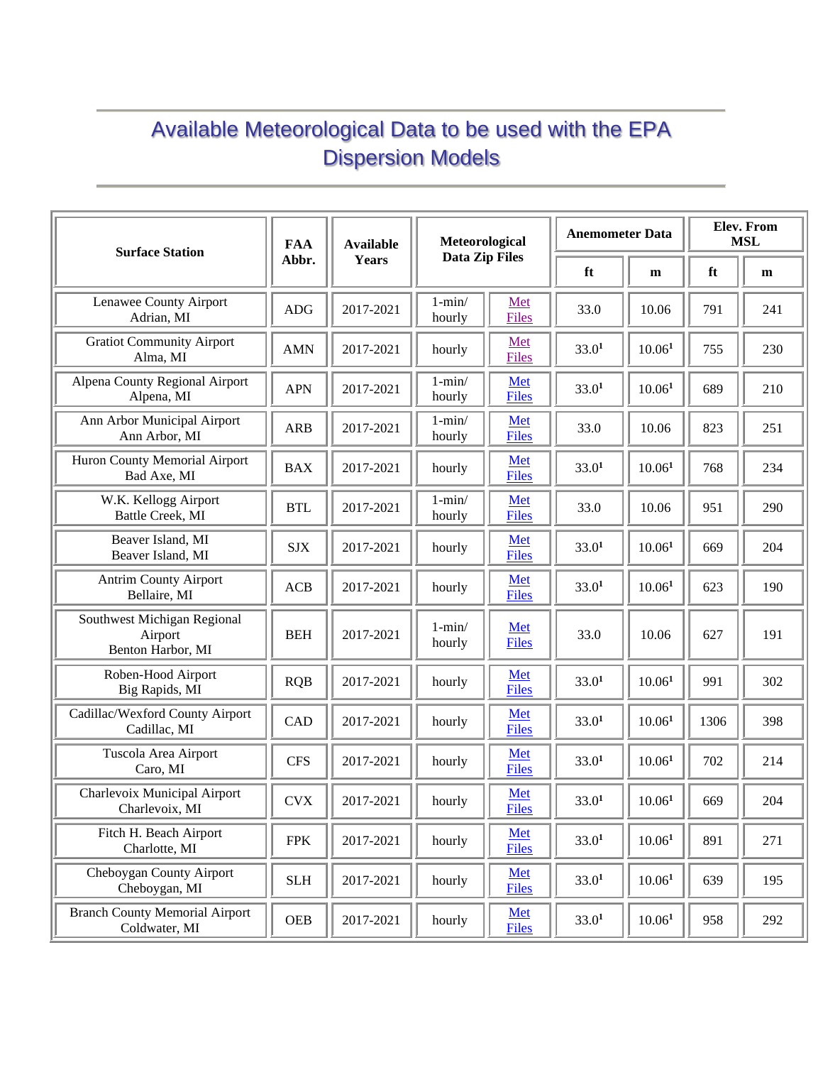# Available Meteorological Data to be used with the EPA Dispersion Models

| Surface Station | FAA Abbr. | Available Years | Meteorological Data Zip Files | | Anemometer Data | | Elev. From MSL | |
|---|---|---|---|---|---|---|---|---|
| | | | | | ft | m | ft | m |
| Lenawee County Airport<br>Adrian, MI | ADG | 2017-2021 | 1-min/<br>hourly | Met Files | 33.0 | 10.06 | 791 | 241 |
| Gratiot Community Airport<br>Alma, MI | AMN | 2017-2021 | hourly | Met Files | 33.0[1] | 10.06[1] | 755 | 230 |
| Alpena County Regional Airport<br>Alpena, MI | APN | 2017-2021 | 1-min/<br>hourly | Met Files | 33.0[1] | 10.06[1] | 689 | 210 |
| Ann Arbor Municipal Airport<br>Ann Arbor, MI | ARB | 2017-2021 | 1-min/<br>hourly | Met Files | 33.0 | 10.06 | 823 | 251 |
| Huron County Memorial Airport<br>Bad Axe, MI | BAX | 2017-2021 | hourly | Met Files | 33.0[1] | 10.06[1] | 768 | 234 |
| W.K. Kellogg Airport<br>Battle Creek, MI | BTL | 2017-2021 | 1-min/<br>hourly | Met Files | 33.0 | 10.06 | 951 | 290 |
| Beaver Island, MI<br>Beaver Island, MI | SJX | 2017-2021 | hourly | Met Files | 33.0[1] | 10.06[1] | 669 | 204 |
| Antrim County Airport<br>Bellaire, MI | ACB | 2017-2021 | hourly | Met Files | 33.0[1] | 10.06[1] | 623 | 190 |
| Southwest Michigan Regional Airport<br>Benton Harbor, MI | BEH | 2017-2021 | 1-min/<br>hourly | Met Files | 33.0 | 10.06 | 627 | 191 |
| Roben-Hood Airport<br>Big Rapids, MI | RQB | 2017-2021 | hourly | Met Files | 33.0[1] | 10.06[1] | 991 | 302 |
| Cadillac/Wexford County Airport<br>Cadillac, MI | CAD | 2017-2021 | hourly | Met Files | 33.0[1] | 10.06[1] | 1306 | 398 |
| Tuscola Area Airport<br>Caro, MI | CFS | 2017-2021 | hourly | Met Files | 33.0[1] | 10.06[1] | 702 | 214 |
| Charlevoix Municipal Airport<br>Charlevoix, MI | CVX | 2017-2021 | hourly | Met Files | 33.0[1] | 10.06[1] | 669 | 204 |
| Fitch H. Beach Airport<br>Charlotte, MI | FPK | 2017-2021 | hourly | Met Files | 33.0[1] | 10.06[1] | 891 | 271 |
| Cheboygan County Airport<br>Cheboygan, MI | SLH | 2017-2021 | hourly | Met Files | 33.0[1] | 10.06[1] | 639 | 195 |
| Branch County Memorial Airport<br>Coldwater, MI | OEB | 2017-2021 | hourly | Met Files | 33.0[1] | 10.06[1] | 958 | 292 |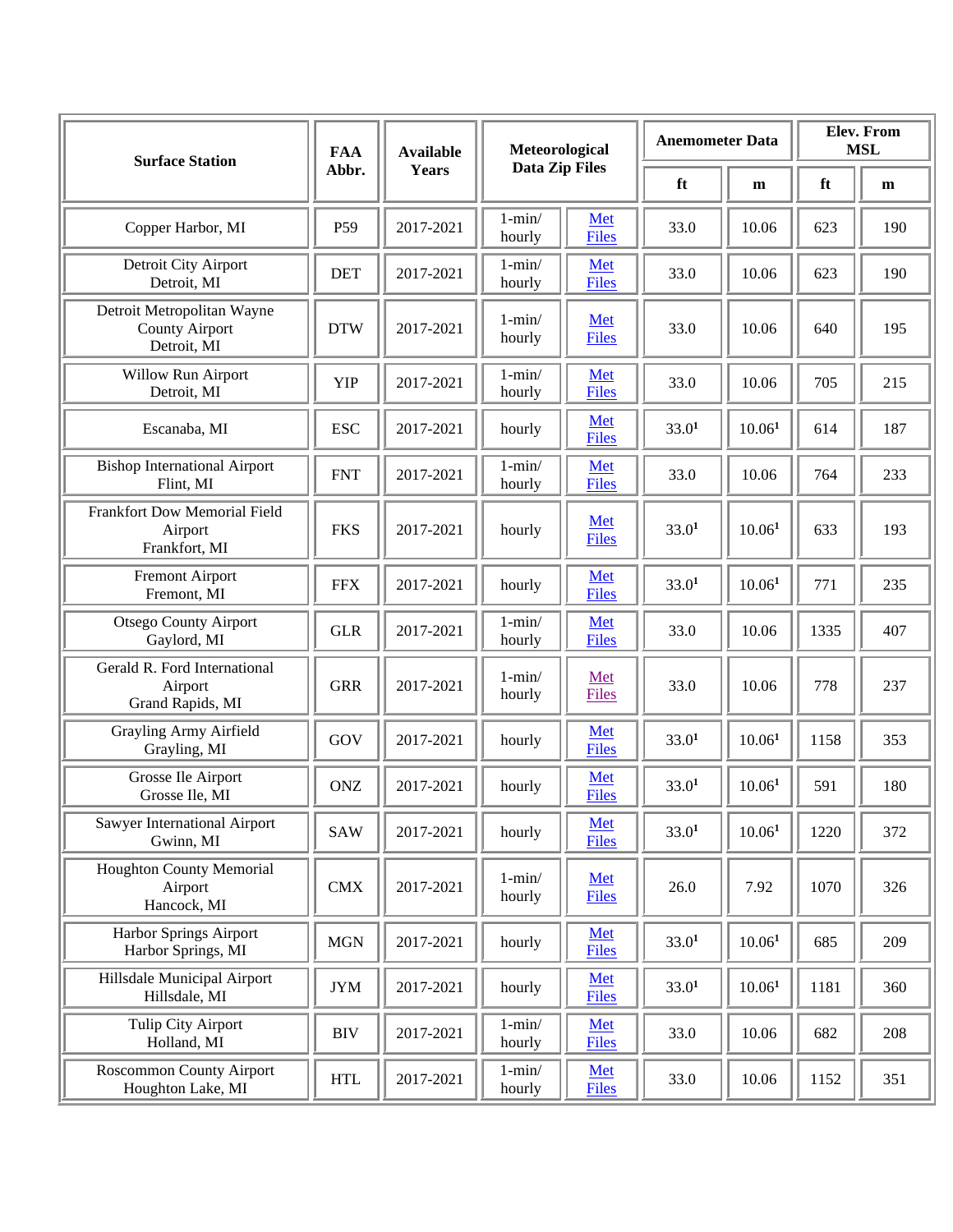| Surface Station | FAA Abbr. | Available Years | Meteorological Data Zip Files | | Anemometer Data | | Elev. From MSL | |
|---|---|---|---|---|---|---|---|---|
| | | | | | ft | m | ft | m |
| Copper Harbor, MI | P59 | 2017-2021 | 1-min/ hourly | Met Files | 33.0 | 10.06 | 623 | 190 |
| Detroit City Airport Detroit, MI | DET | 2017-2021 | 1-min/ hourly | Met Files | 33.0 | 10.06 | 623 | 190 |
| Detroit Metropolitan Wayne County Airport Detroit, MI | DTW | 2017-2021 | 1-min/ hourly | Met Files | 33.0 | 10.06 | 640 | 195 |
| Willow Run Airport Detroit, MI | YIP | 2017-2021 | 1-min/ hourly | Met Files | 33.0 | 10.06 | 705 | 215 |
| Escanaba, MI | ESC | 2017-2021 | hourly | Met Files | 33.0[1] | 10.06[1] | 614 | 187 |
| Bishop International Airport Flint, MI | FNT | 2017-2021 | 1-min/ hourly | Met Files | 33.0 | 10.06 | 764 | 233 |
| Frankfort Dow Memorial Field Airport Frankfort, MI | FKS | 2017-2021 | hourly | Met Files | 33.0[1] | 10.06[1] | 633 | 193 |
| Fremont Airport Fremont, MI | FFX | 2017-2021 | hourly | Met Files | 33.0[1] | 10.06[1] | 771 | 235 |
| Otsego County Airport Gaylord, MI | GLR | 2017-2021 | 1-min/ hourly | Met Files | 33.0 | 10.06 | 1335 | 407 |
| Gerald R. Ford International Airport Grand Rapids, MI | GRR | 2017-2021 | 1-min/ hourly | Met Files | 33.0 | 10.06 | 778 | 237 |
| Grayling Army Airfield Grayling, MI | GOV | 2017-2021 | hourly | Met Files | 33.0[1] | 10.06[1] | 1158 | 353 |
| Grosse Ile Airport Grosse Ile, MI | ONZ | 2017-2021 | hourly | Met Files | 33.0[1] | 10.06[1] | 591 | 180 |
| Sawyer International Airport Gwinn, MI | SAW | 2017-2021 | hourly | Met Files | 33.0[1] | 10.06[1] | 1220 | 372 |
| Houghton County Memorial Airport Hancock, MI | CMX | 2017-2021 | 1-min/ hourly | Met Files | 26.0 | 7.92 | 1070 | 326 |
| Harbor Springs Airport Harbor Springs, MI | MGN | 2017-2021 | hourly | Met Files | 33.0[1] | 10.06[1] | 685 | 209 |
| Hillsdale Municipal Airport Hillsdale, MI | JYM | 2017-2021 | hourly | Met Files | 33.0[1] | 10.06[1] | 1181 | 360 |
| Tulip City Airport Holland, MI | BIV | 2017-2021 | 1-min/ hourly | Met Files | 33.0 | 10.06 | 682 | 208 |
| Roscommon County Airport Houghton Lake, MI | HTL | 2017-2021 | 1-min/ hourly | Met Files | 33.0 | 10.06 | 1152 | 351 |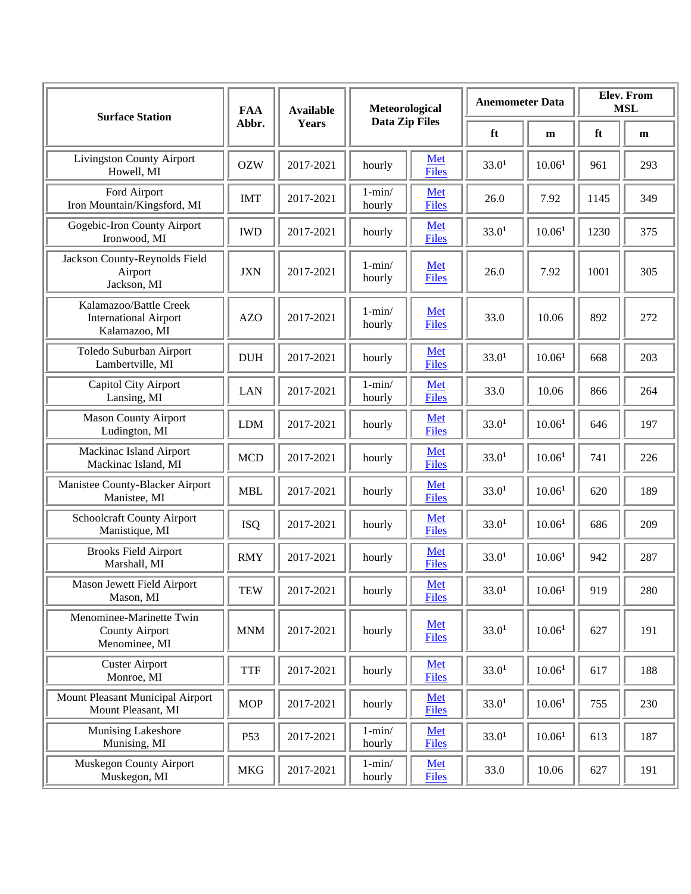| Surface Station | FAA Abbr. | Available Years | Meteorological Data Zip Files | | Anemometer Data | | Elev. From MSL | |
|---|---|---|---|---|---|---|---|---|
| | | | | | ft | m | ft | m |
| Livingston County Airport Howell, MI | OZW | 2017-2021 | hourly | Met Files | 33.0[1] | 10.06[1] | 961 | 293 |
| Ford Airport Iron Mountain/Kingsford, MI | IMT | 2017-2021 | 1-min/ hourly | Met Files | 26.0 | 7.92 | 1145 | 349 |
| Gogebic-Iron County Airport Ironwood, MI | IWD | 2017-2021 | hourly | Met Files | 33.0[1] | 10.06[1] | 1230 | 375 |
| Jackson County-Reynolds Field Airport Jackson, MI | JXN | 2017-2021 | 1-min/ hourly | Met Files | 26.0 | 7.92 | 1001 | 305 |
| Kalamazoo/Battle Creek International Airport Kalamazoo, MI | AZO | 2017-2021 | 1-min/ hourly | Met Files | 33.0 | 10.06 | 892 | 272 |
| Toledo Suburban Airport Lambertville, MI | DUH | 2017-2021 | hourly | Met Files | 33.0[1] | 10.06[1] | 668 | 203 |
| Capitol City Airport Lansing, MI | LAN | 2017-2021 | 1-min/ hourly | Met Files | 33.0 | 10.06 | 866 | 264 |
| Mason County Airport Ludington, MI | LDM | 2017-2021 | hourly | Met Files | 33.0[1] | 10.06[1] | 646 | 197 |
| Mackinac Island Airport Mackinac Island, MI | MCD | 2017-2021 | hourly | Met Files | 33.0[1] | 10.06[1] | 741 | 226 |
| Manistee County-Blacker Airport Manistee, MI | MBL | 2017-2021 | hourly | Met Files | 33.0[1] | 10.06[1] | 620 | 189 |
| Schoolcraft County Airport Manistique, MI | ISQ | 2017-2021 | hourly | Met Files | 33.0[1] | 10.06[1] | 686 | 209 |
| Brooks Field Airport Marshall, MI | RMY | 2017-2021 | hourly | Met Files | 33.0[1] | 10.06[1] | 942 | 287 |
| Mason Jewett Field Airport Mason, MI | TEW | 2017-2021 | hourly | Met Files | 33.0[1] | 10.06[1] | 919 | 280 |
| Menominee-Marinette Twin County Airport Menominee, MI | MNM | 2017-2021 | hourly | Met Files | 33.0[1] | 10.06[1] | 627 | 191 |
| Custer Airport Monroe, MI | TTF | 2017-2021 | hourly | Met Files | 33.0[1] | 10.06[1] | 617 | 188 |
| Mount Pleasant Municipal Airport Mount Pleasant, MI | MOP | 2017-2021 | hourly | Met Files | 33.0[1] | 10.06[1] | 755 | 230 |
| Munising Lakeshore Munising, MI | P53 | 2017-2021 | 1-min/ hourly | Met Files | 33.0[1] | 10.06[1] | 613 | 187 |
| Muskegon County Airport Muskegon, MI | MKG | 2017-2021 | 1-min/ hourly | Met Files | 33.0 | 10.06 | 627 | 191 |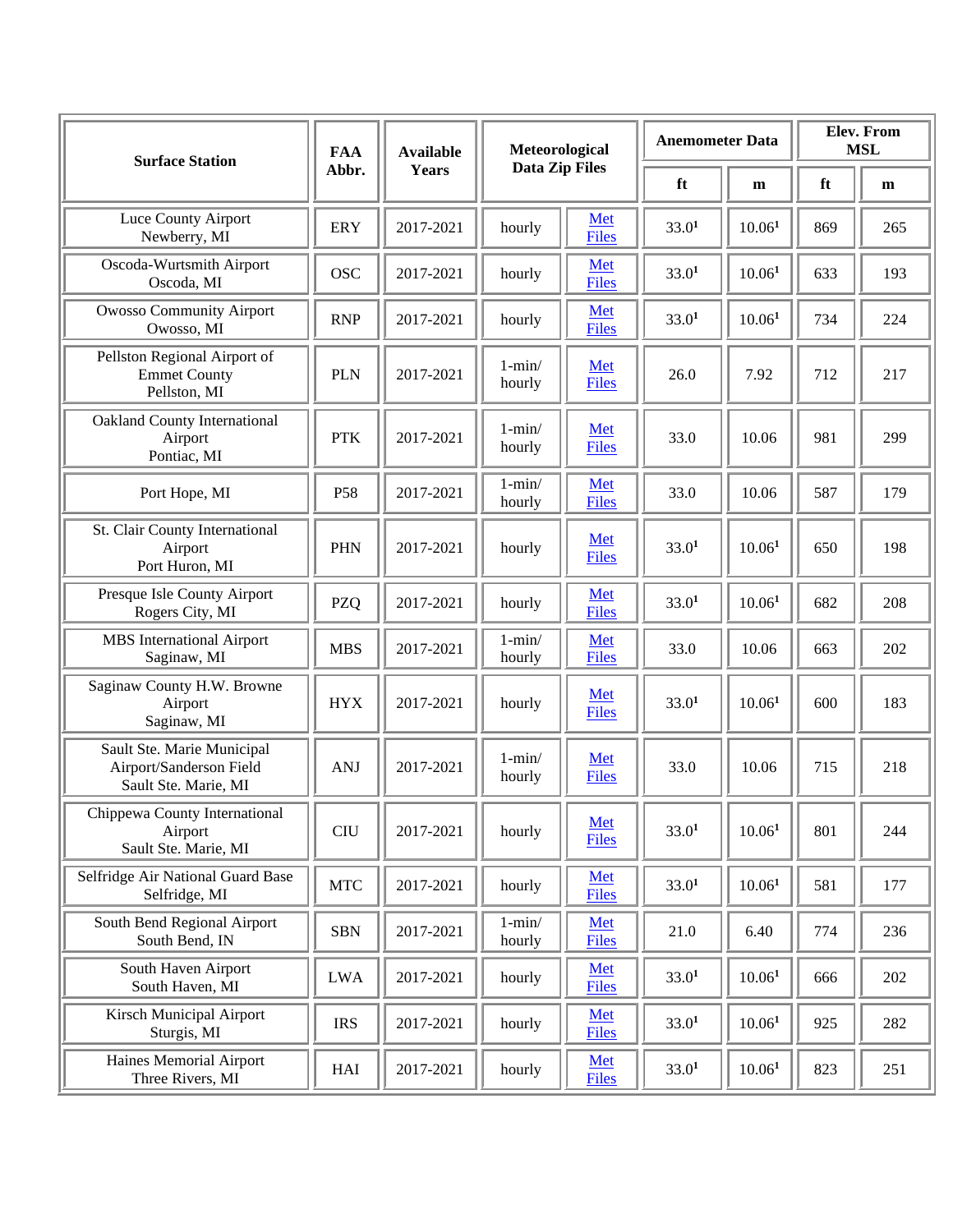| Surface Station | FAA Abbr. | Available Years | Meteorological Data Zip Files | | Anemometer Data | | Elev. From MSL | |
|---|---|---|---|---|---|---|---|---|
| | | | | | ft | m | ft | m |
| Luce County Airport Newberry, MI | ERY | 2017-2021 | hourly | Met Files | 33.0[1] | 10.06[1] | 869 | 265 |
| Oscoda-Wurtsmith Airport Oscoda, MI | OSC | 2017-2021 | hourly | Met Files | 33.0[1] | 10.06[1] | 633 | 193 |
| Owosso Community Airport Owosso, MI | RNP | 2017-2021 | hourly | Met Files | 33.0[1] | 10.06[1] | 734 | 224 |
| Pellston Regional Airport of Emmet County Pellston, MI | PLN | 2017-2021 | 1-min/ hourly | Met Files | 26.0 | 7.92 | 712 | 217 |
| Oakland County International Airport Pontiac, MI | PTK | 2017-2021 | 1-min/ hourly | Met Files | 33.0 | 10.06 | 981 | 299 |
| Port Hope, MI | P58 | 2017-2021 | 1-min/ hourly | Met Files | 33.0 | 10.06 | 587 | 179 |
| St. Clair County International Airport Port Huron, MI | PHN | 2017-2021 | hourly | Met Files | 33.0[1] | 10.06[1] | 650 | 198 |
| Presque Isle County Airport Rogers City, MI | PZQ | 2017-2021 | hourly | Met Files | 33.0[1] | 10.06[1] | 682 | 208 |
| MBS International Airport Saginaw, MI | MBS | 2017-2021 | 1-min/ hourly | Met Files | 33.0 | 10.06 | 663 | 202 |
| Saginaw County H.W. Browne Airport Saginaw, MI | HYX | 2017-2021 | hourly | Met Files | 33.0[1] | 10.06[1] | 600 | 183 |
| Sault Ste. Marie Municipal Airport/Sanderson Field Sault Ste. Marie, MI | ANJ | 2017-2021 | 1-min/ hourly | Met Files | 33.0 | 10.06 | 715 | 218 |
| Chippewa County International Airport Sault Ste. Marie, MI | CIU | 2017-2021 | hourly | Met Files | 33.0[1] | 10.06[1] | 801 | 244 |
| Selfridge Air National Guard Base Selfridge, MI | MTC | 2017-2021 | hourly | Met Files | 33.0[1] | 10.06[1] | 581 | 177 |
| South Bend Regional Airport South Bend, IN | SBN | 2017-2021 | 1-min/ hourly | Met Files | 21.0 | 6.40 | 774 | 236 |
| South Haven Airport South Haven, MI | LWA | 2017-2021 | hourly | Met Files | 33.0[1] | 10.06[1] | 666 | 202 |
| Kirsch Municipal Airport Sturgis, MI | IRS | 2017-2021 | hourly | Met Files | 33.0[1] | 10.06[1] | 925 | 282 |
| Haines Memorial Airport Three Rivers, MI | HAI | 2017-2021 | hourly | Met Files | 33.0[1] | 10.06[1] | 823 | 251 |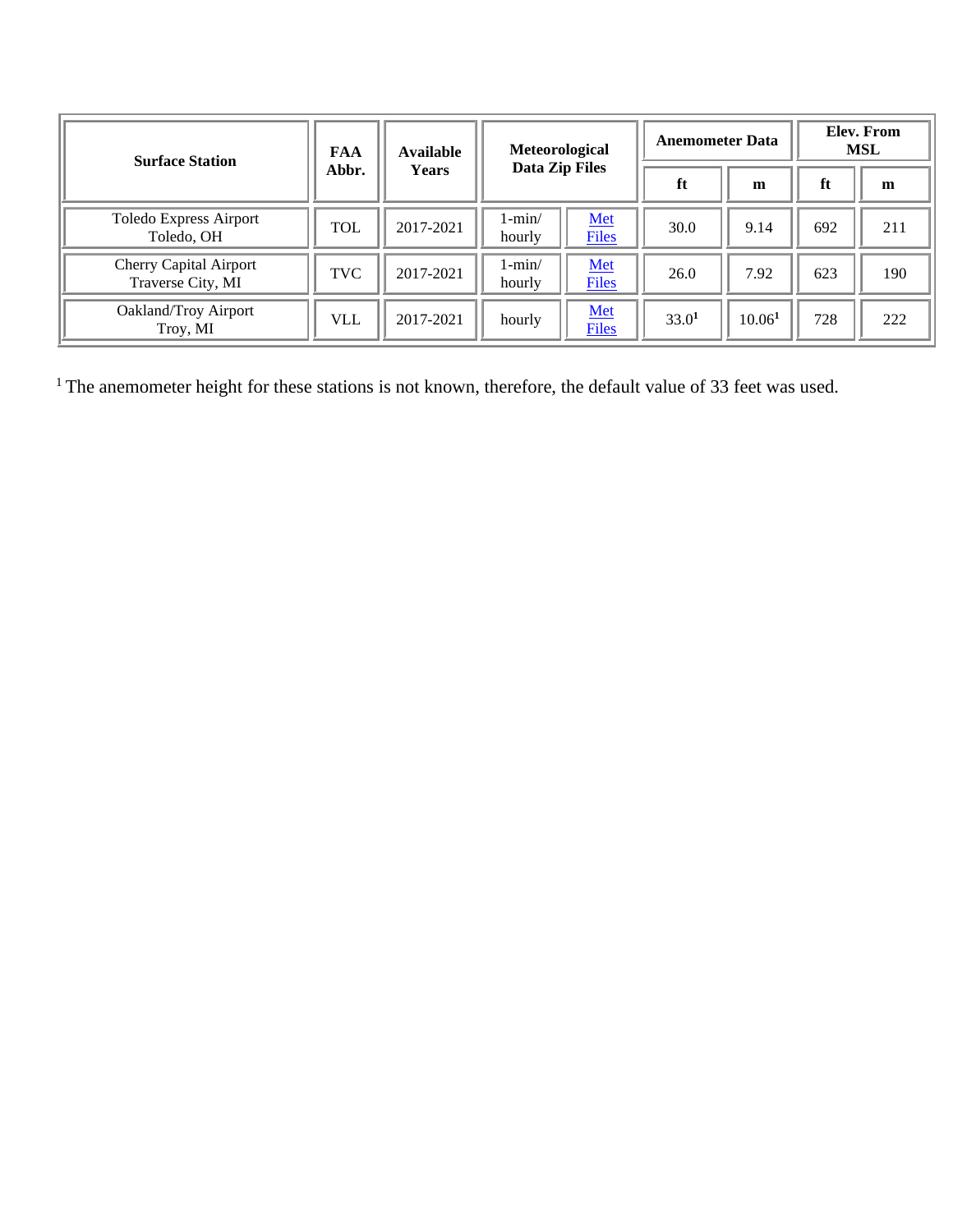| Surface Station | FAA Abbr. | Available Years | Meteorological Data Zip Files | | Anemometer Data | | Elev. From MSL | |
|---|---|---|---|---|---|---|---|---|
| | | | | | ft | m | ft | m |
| Toledo Express Airport Toledo, OH | TOL | 2017-2021 | 1-min/ hourly | Met Files | 30.0 | 9.14 | 692 | 211 |
| Cherry Capital Airport Traverse City, MI | TVC | 2017-2021 | 1-min/ hourly | Met Files | 26.0 | 7.92 | 623 | 190 |
| Oakland/Troy Airport Troy, MI | VLL | 2017-2021 | hourly | Met Files | 33.0[1] | 10.06[1] | 728 | 222 |

[1] The anemometer height for these stations is not known, therefore, the default value of 33 feet was used.